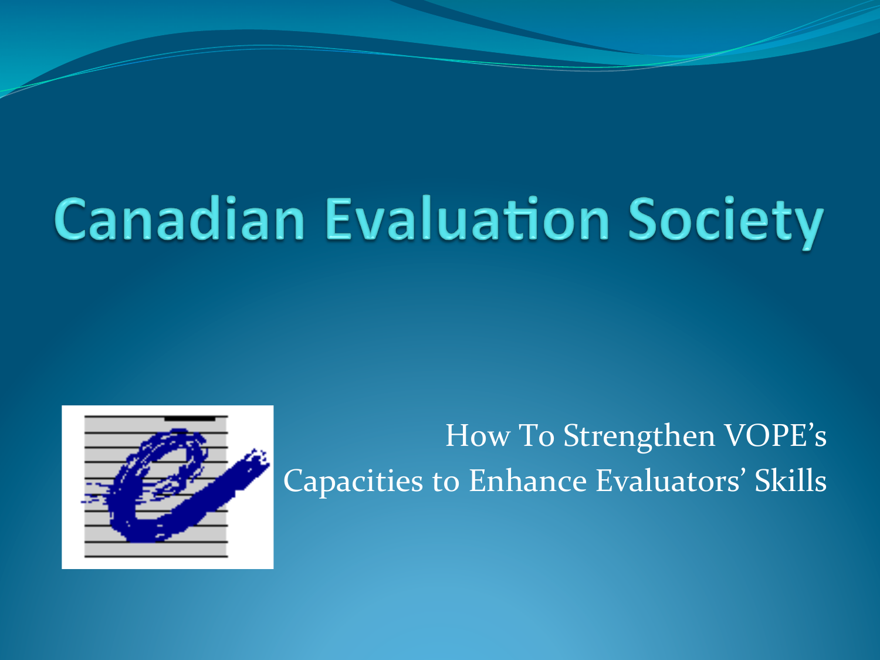# Canadian Evaluation Society

How To Strengthen VOPE's Capacities to Enhance Evaluators' Skills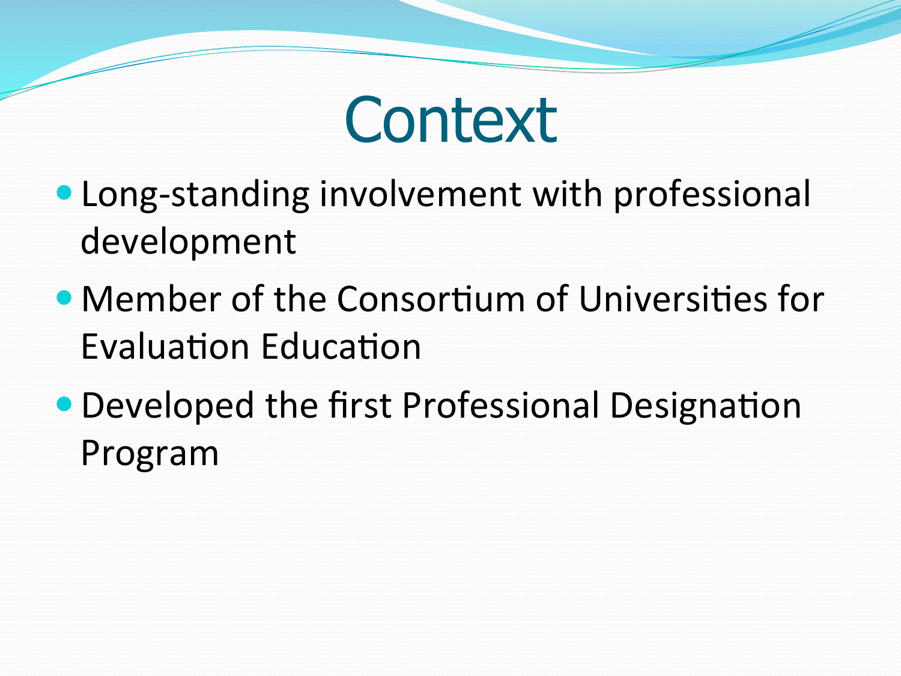# Context

- Long-standing involvement with professional development
- Member of the Consortium of Universities for Evaluation Education
- Developed the first Professional Designation Program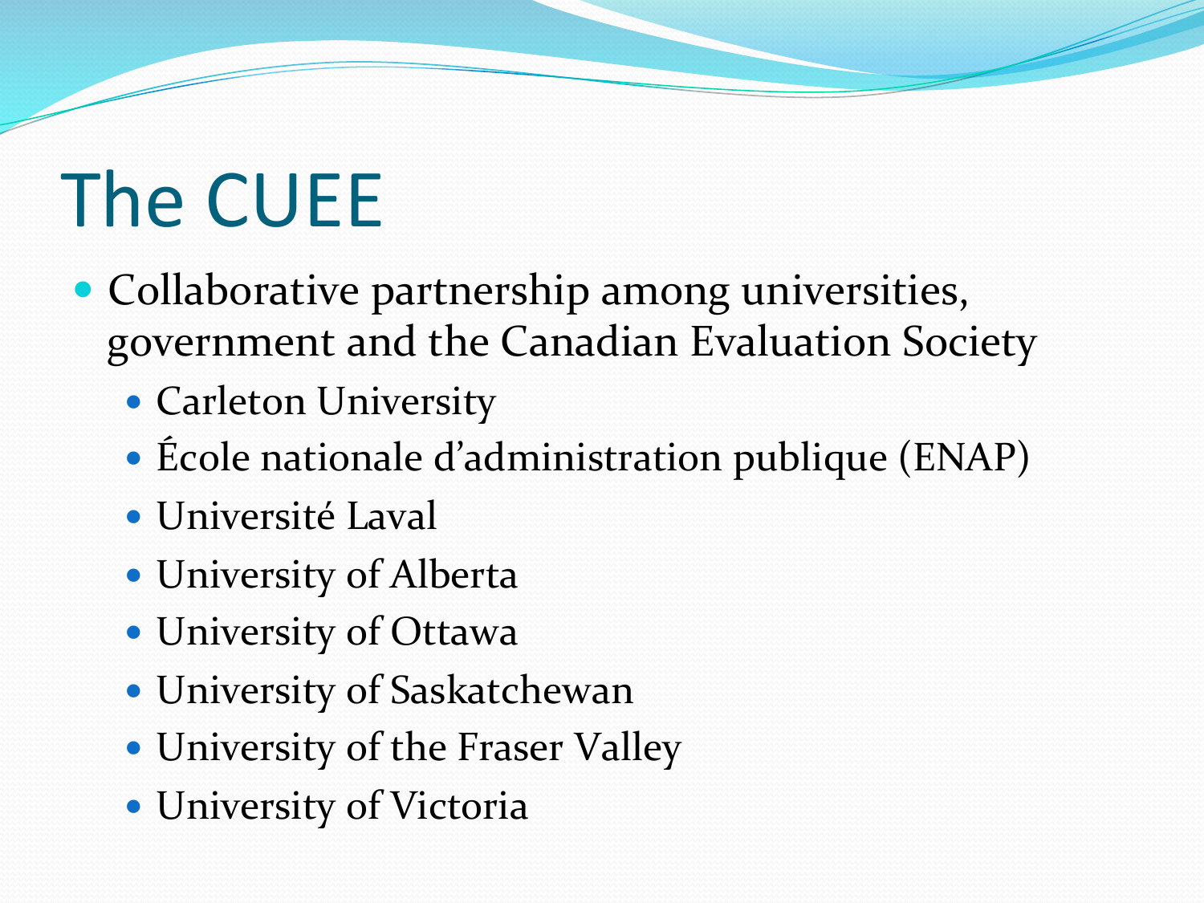# The CUEE

- Collaborative partnership among universities, government and the Canadian Evaluation Society
  - Carleton University
  - École nationale d'administration publique (ENAP)
  - Université Laval
  - University of Alberta
  - University of Ottawa
  - University of Saskatchewan
  - University of the Fraser Valley
  - University of Victoria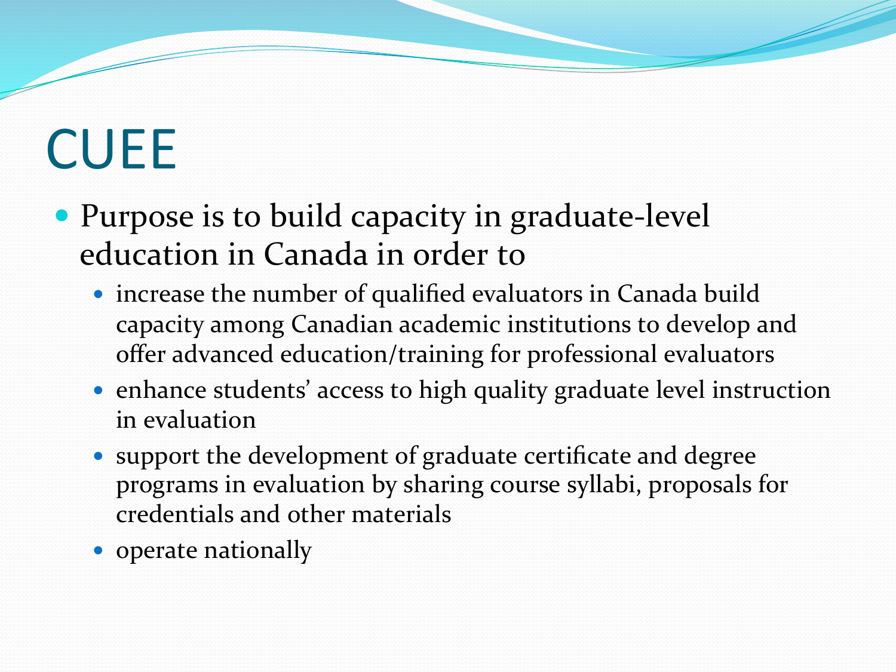# CUEE

- Purpose is to build capacity in graduate-level education in Canada in order to
  - increase the number of qualified evaluators in Canada build capacity among Canadian academic institutions to develop and offer advanced education/training for professional evaluators
  - enhance students' access to high quality graduate level instruction in evaluation
  - support the development of graduate certificate and degree programs in evaluation by sharing course syllabi, proposals for credentials and other materials
  - operate nationally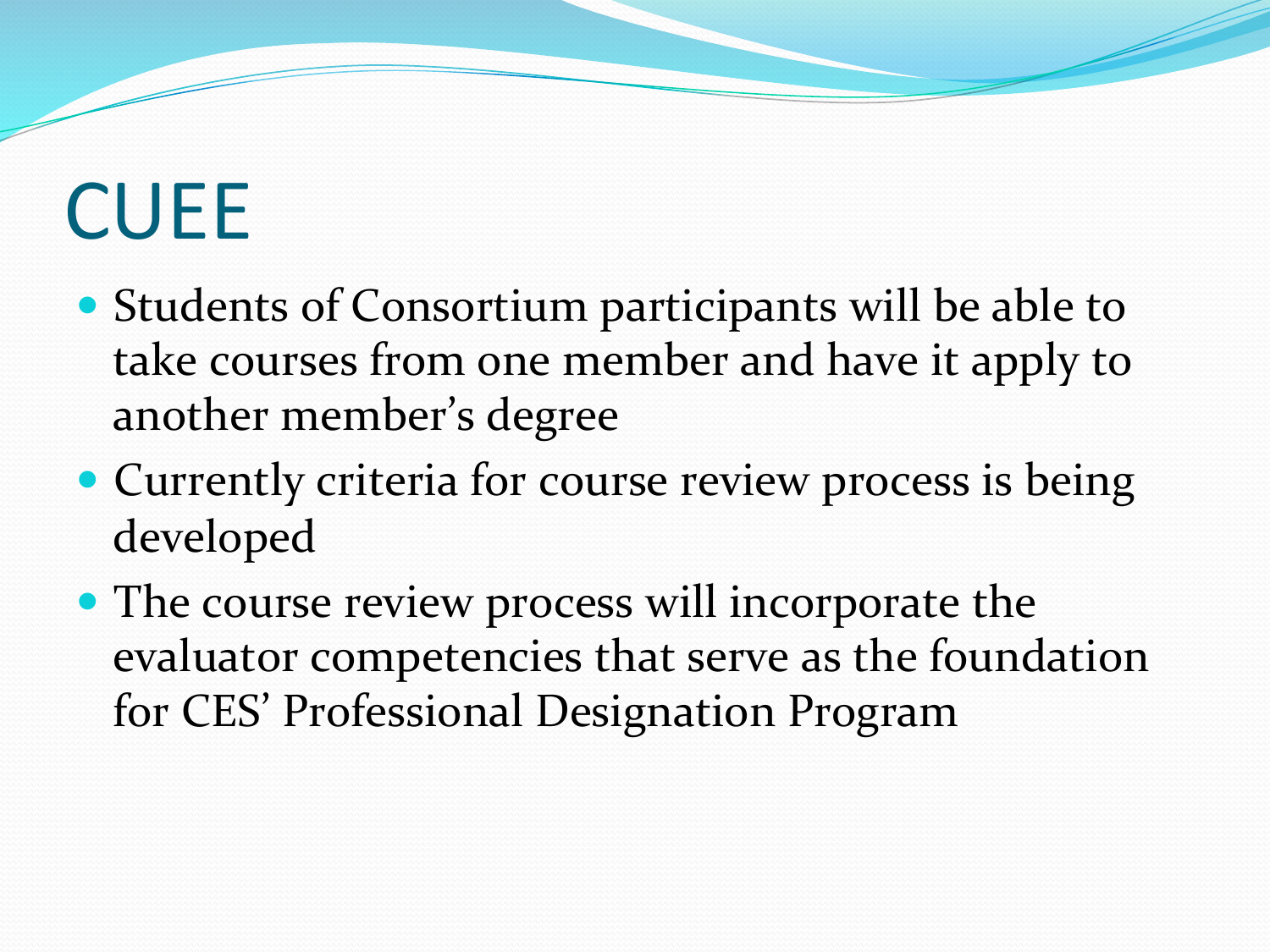# CUEE

- Students of Consortium participants will be able to take courses from one member and have it apply to another member's degree
- Currently criteria for course review process is being developed
- The course review process will incorporate the evaluator competencies that serve as the foundation for CES' Professional Designation Program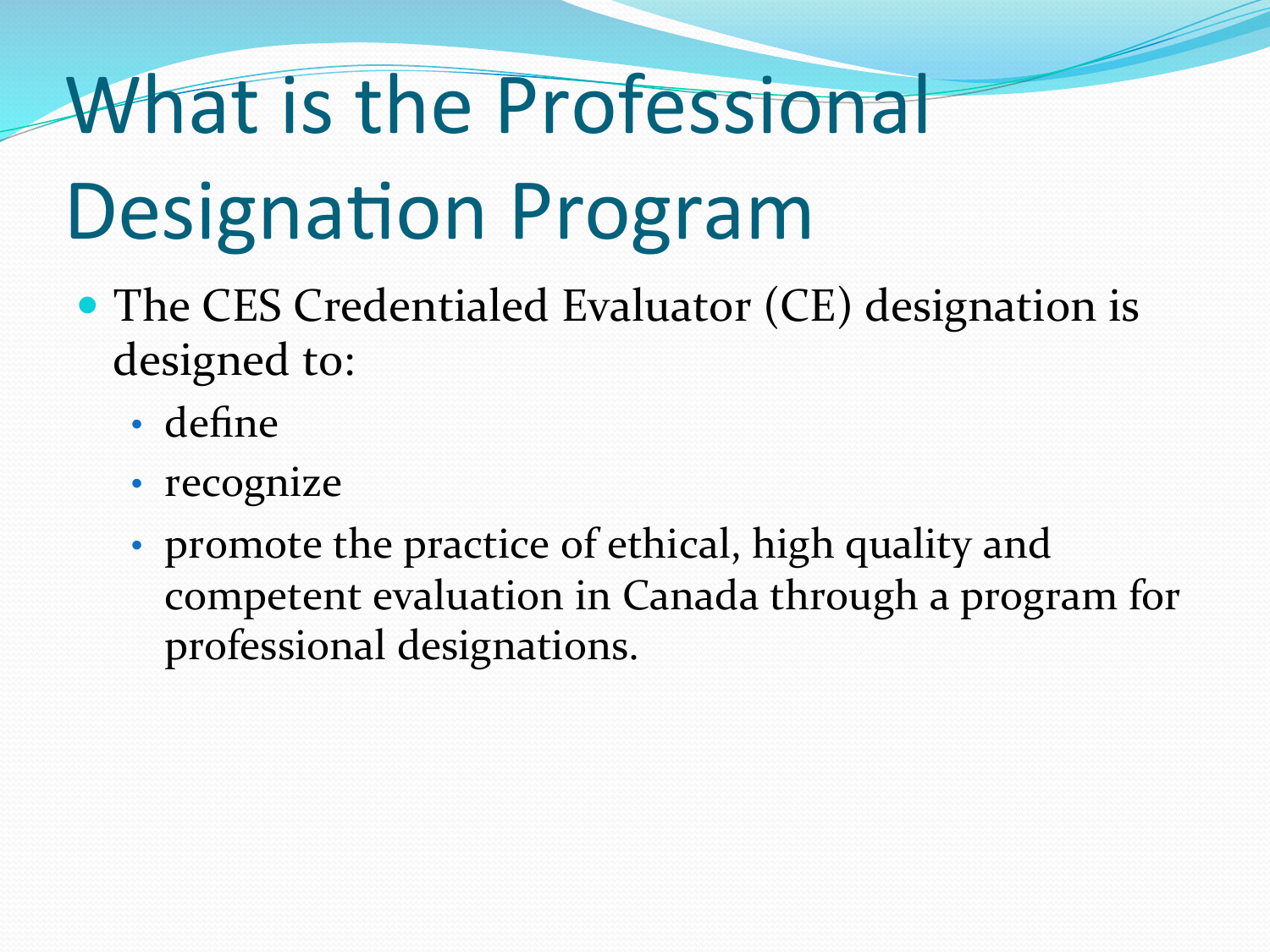# What is the Professional Designation Program

- The CES Credentialed Evaluator (CE) designation is designed to:
  - define
  - recognize
  - promote the practice of ethical, high quality and competent evaluation in Canada through a program for professional designations.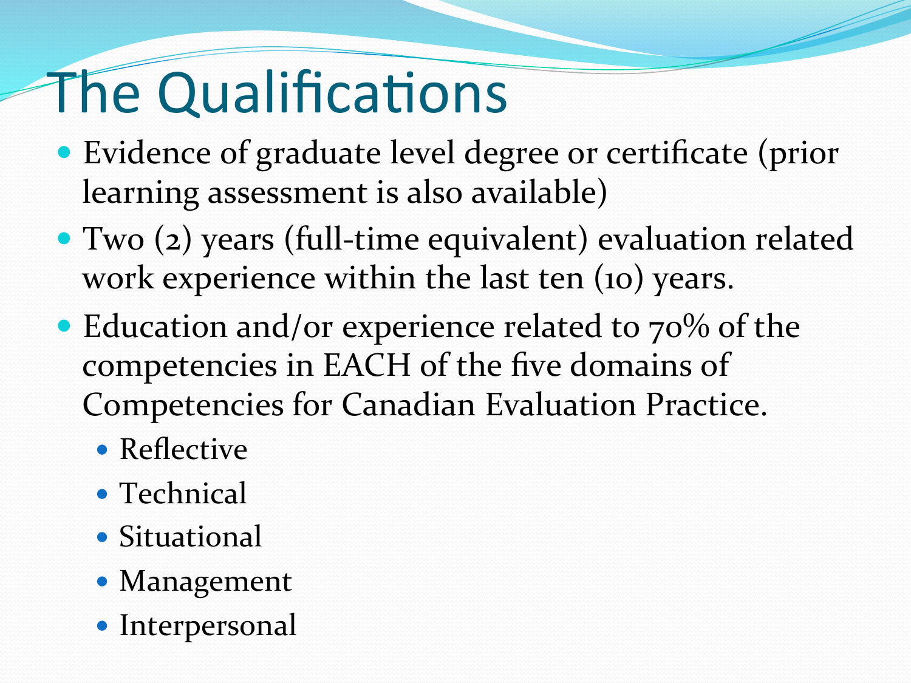# The Qualifications

- Evidence of graduate level degree or certificate (prior learning assessment is also available)
- Two (2) years (full-time equivalent) evaluation related work experience within the last ten (10) years.
- Education and/or experience related to 70% of the competencies in EACH of the five domains of Competencies for Canadian Evaluation Practice.
  - Reflective
  - Technical
  - Situational
  - Management
  - Interpersonal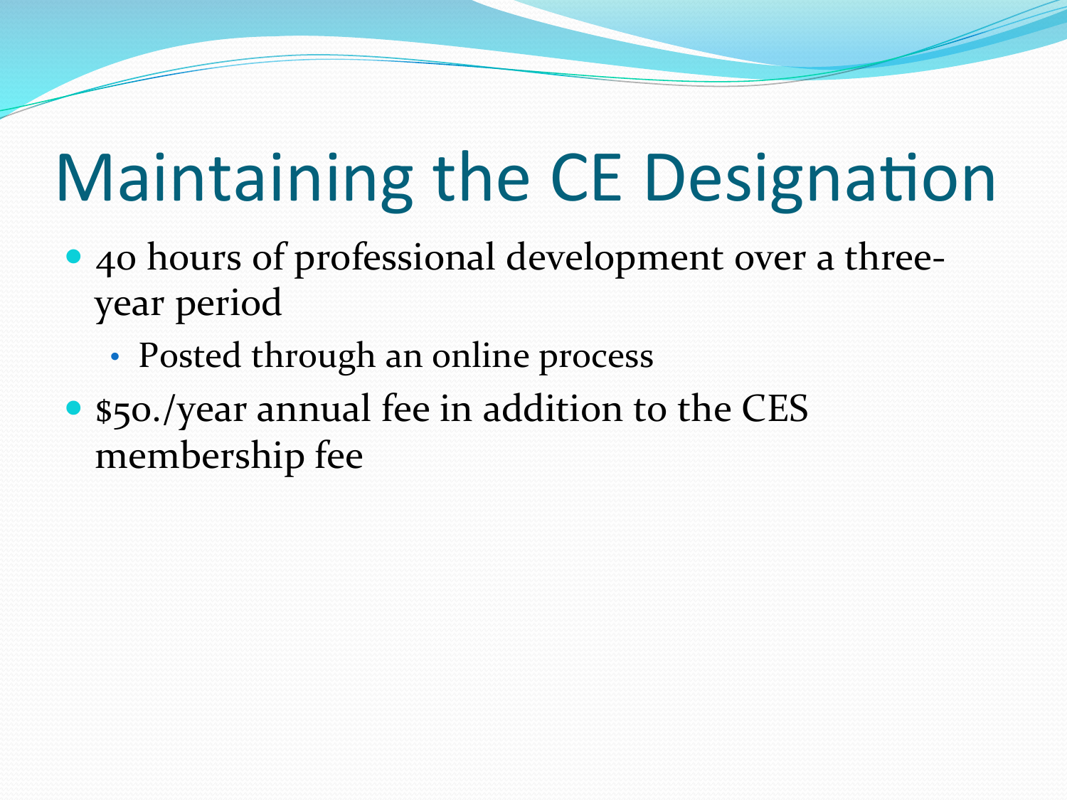# Maintaining the CE Designation

- 40 hours of professional development over a three-year period
  - Posted through an online process
- $50./year annual fee in addition to the CES membership fee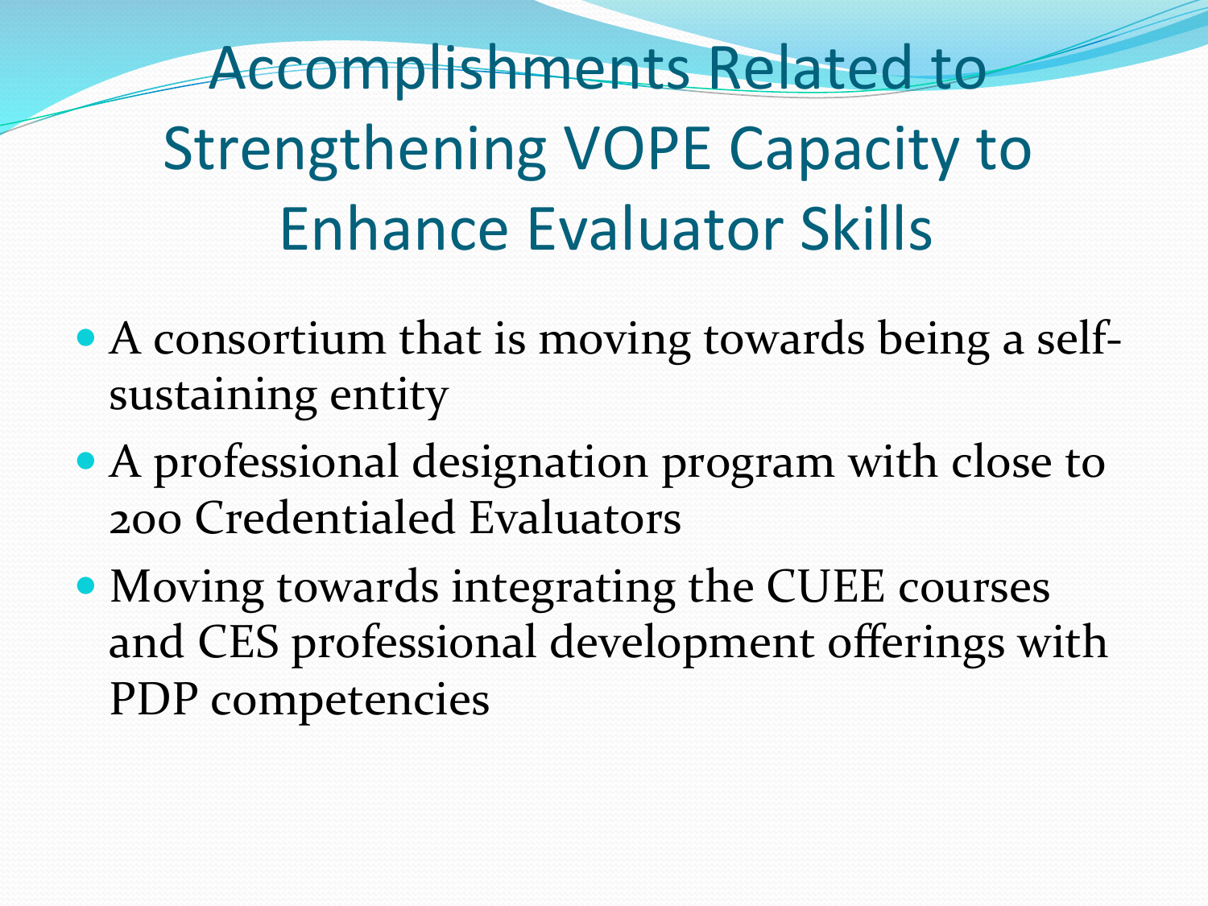# Accomplishments Related to Strengthening VOPE Capacity to Enhance Evaluator Skills

- A consortium that is moving towards being a self-sustaining entity
- A professional designation program with close to 200 Credentialed Evaluators
- Moving towards integrating the CUEE courses and CES professional development offerings with PDP competencies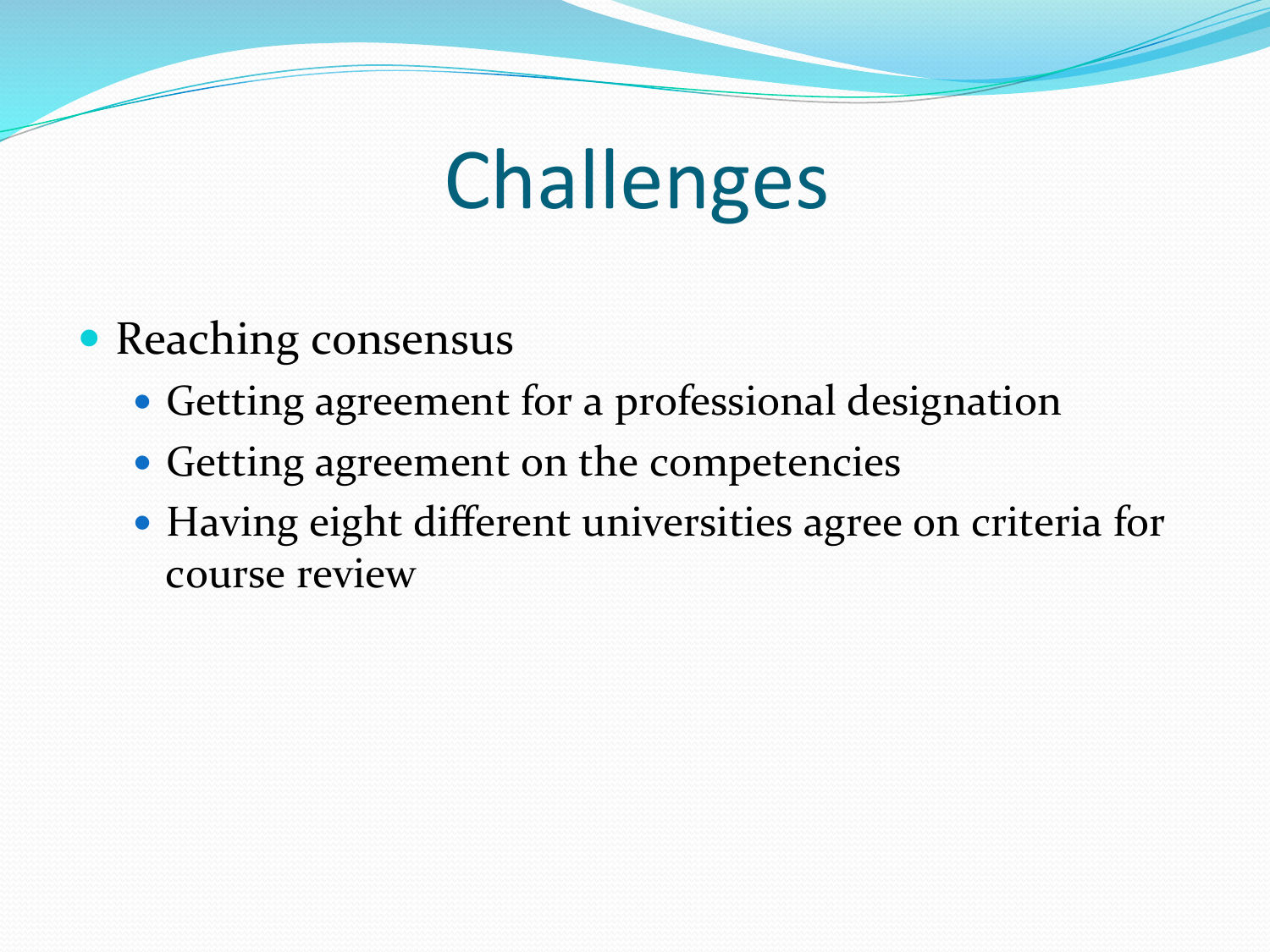# Challenges

- Reaching consensus
  - Getting agreement for a professional designation
  - Getting agreement on the competencies
  - Having eight different universities agree on criteria for course review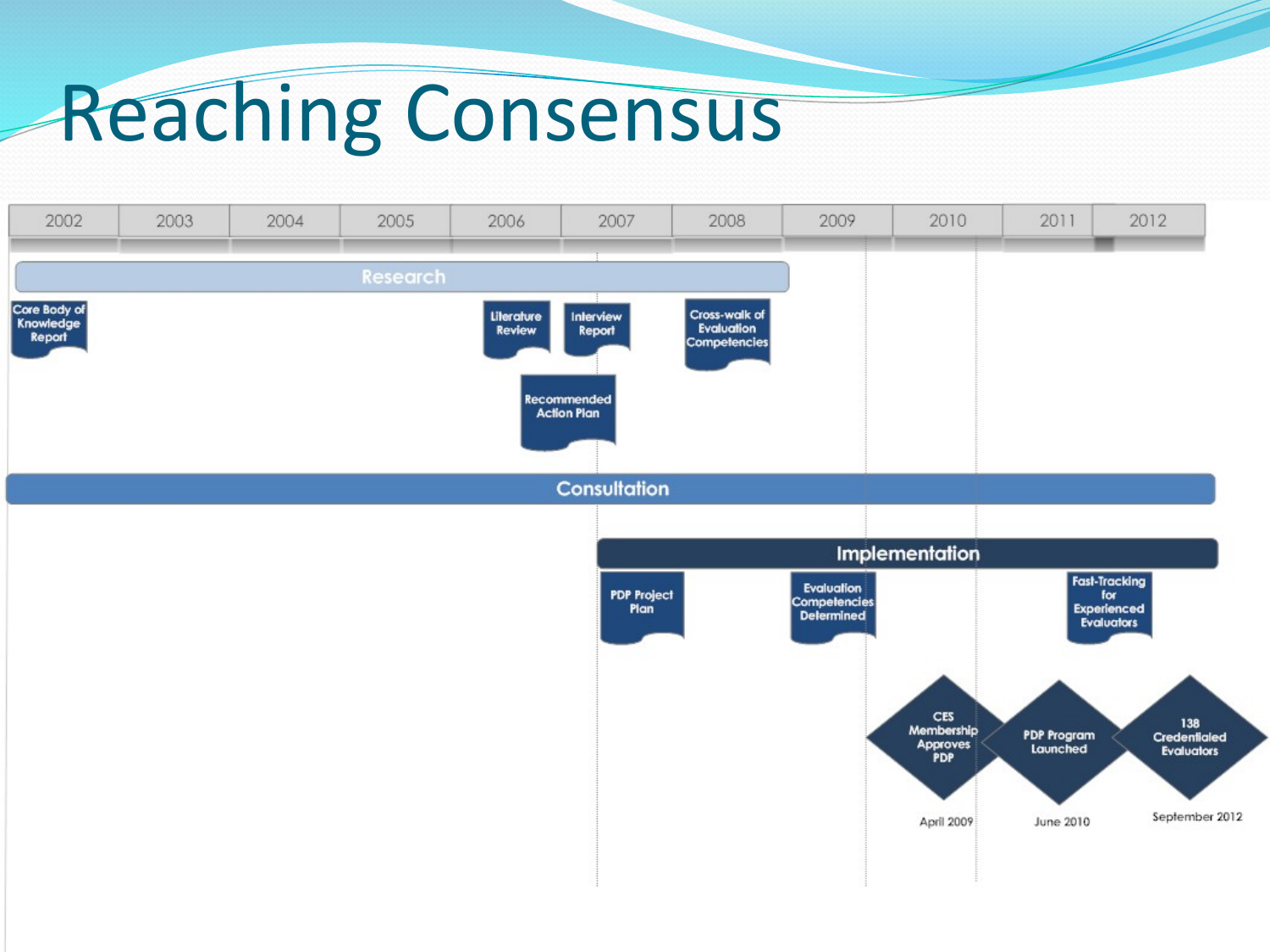# Reaching Consensus

| 2002 | 2003 | 2004 | 2005 | 2006 | 2007 | 2008 | 2009 | 2010 | 2011 | 2012 |
|---|---|---|---|---|---|---|---|---|---|---|

**Research**

- Core Body of Knowledge Report
- Literature Review
- Interview Report
- Recommended Action Plan
- Cross-walk of Evaluation Competencies

**Consultation**

**Implementation**

- PDP Project Plan
- Evaluation Competencies Determined
- Fast-Tracking for Experienced Evaluators
- CES Membership Approves PDP — April 2009
- PDP Program Launched — June 2010
- 138 Credentialed Evaluators — September 2012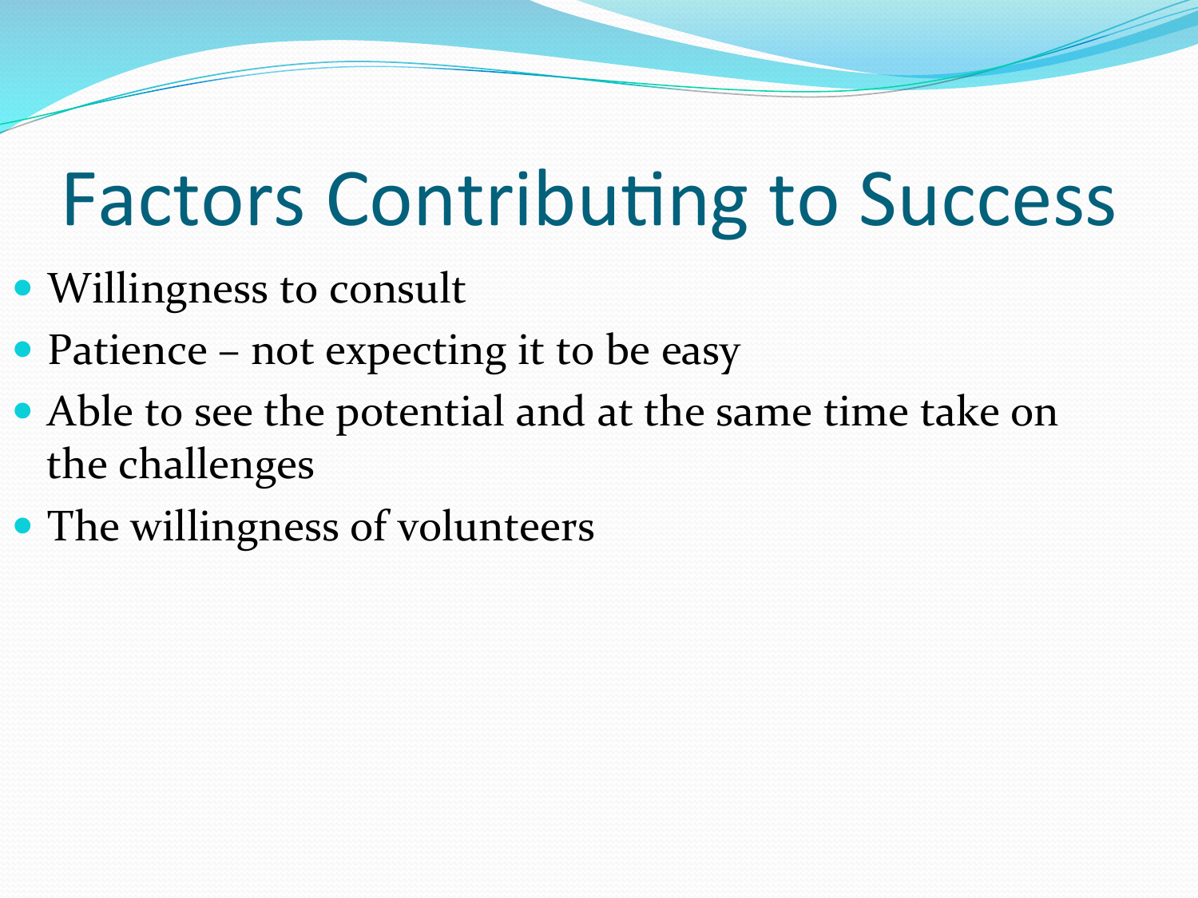# Factors Contributing to Success

- Willingness to consult
- Patience – not expecting it to be easy
- Able to see the potential and at the same time take on the challenges
- The willingness of volunteers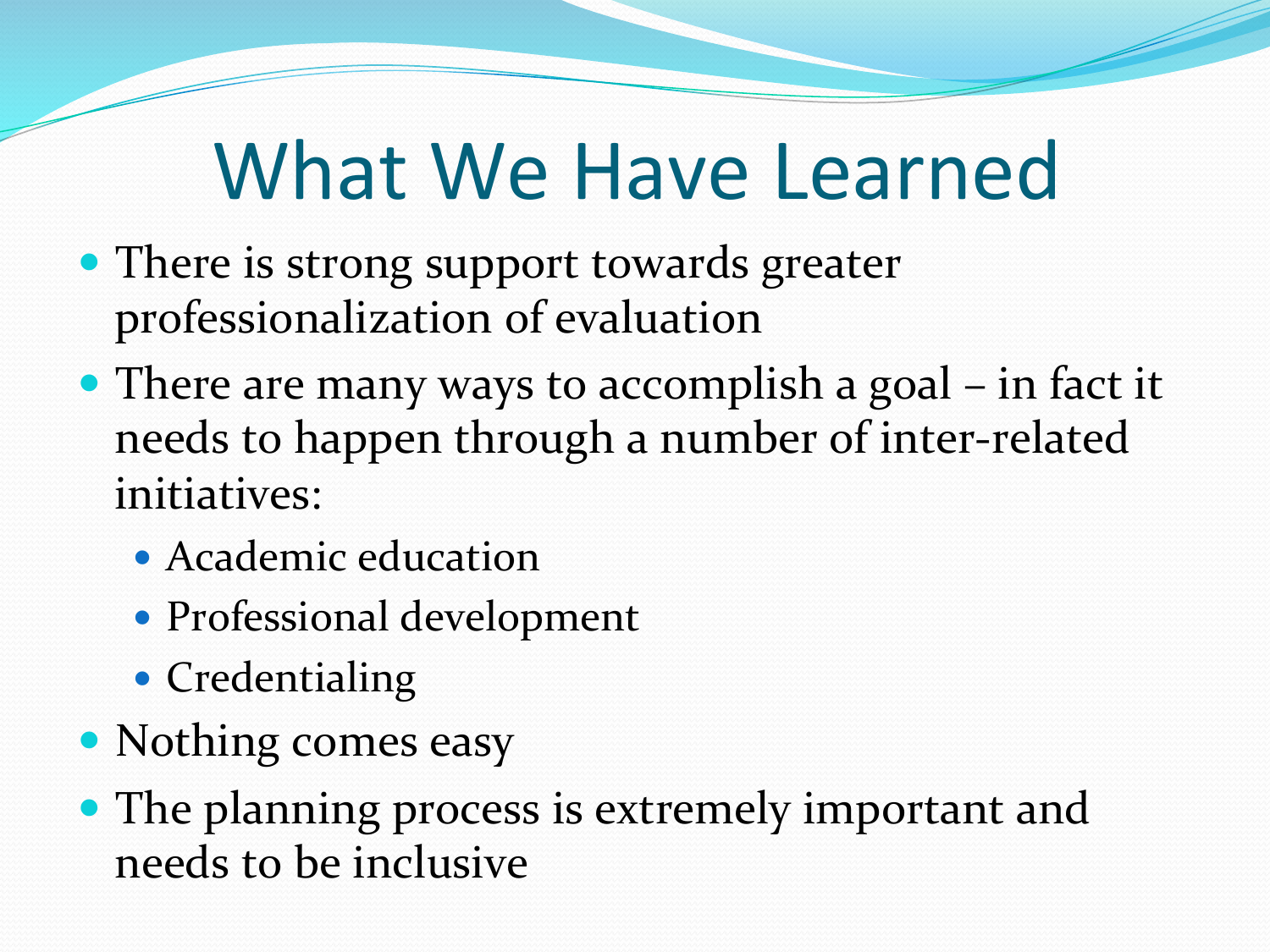# What We Have Learned

- There is strong support towards greater professionalization of evaluation
- There are many ways to accomplish a goal – in fact it needs to happen through a number of inter-related initiatives:
  - Academic education
  - Professional development
  - Credentialing
- Nothing comes easy
- The planning process is extremely important and needs to be inclusive